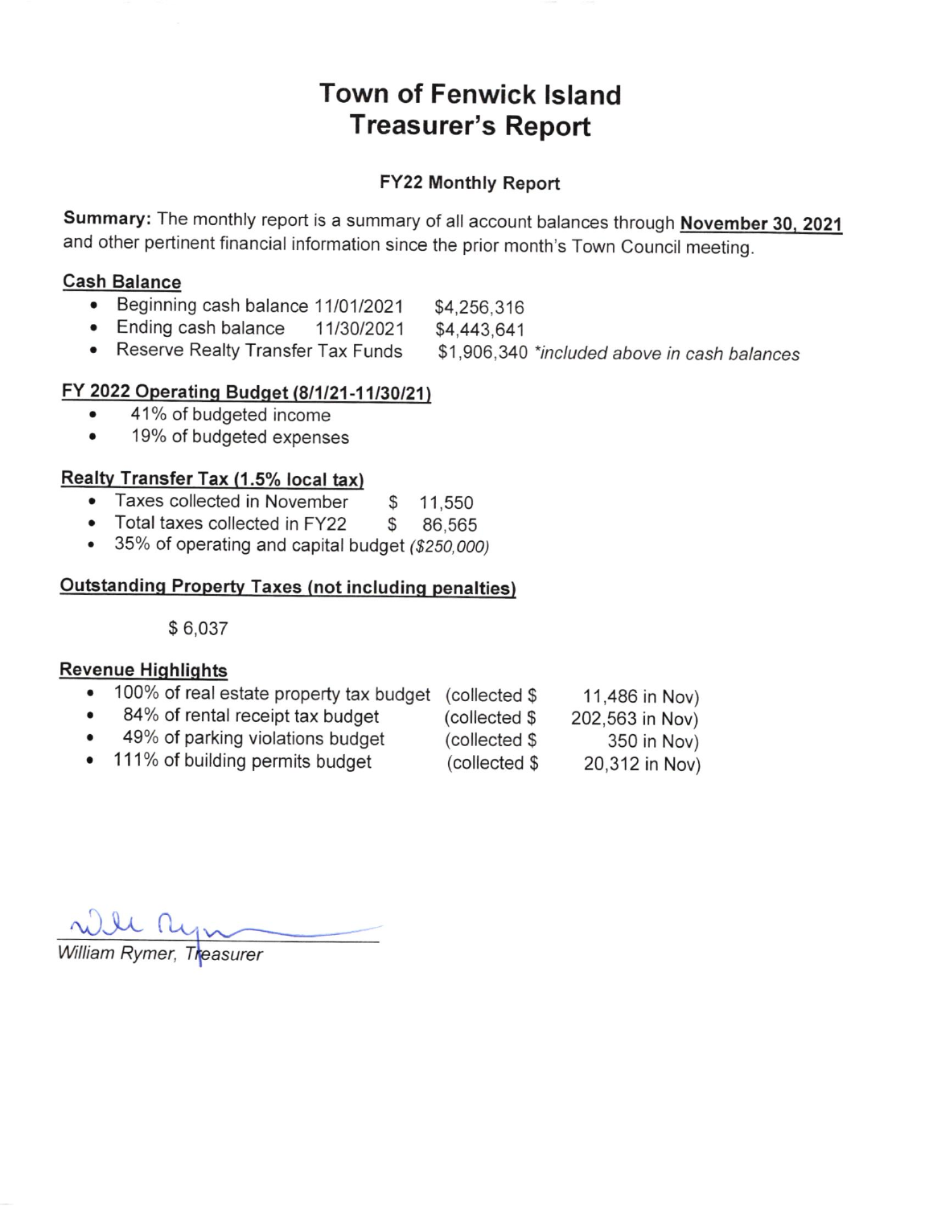# Town of Fenwick Island
# Treasurer's Report

### FY22 Monthly Report

**Summary:** The monthly report is a summary of all account balances through **November 30, 2021** and other pertinent financial information since the prior month's Town Council meeting.

**Cash Balance**

- Beginning cash balance 11/01/2021 $4,256,316
- Ending cash balance 11/30/2021 $4,443,641
- Reserve Realty Transfer Tax Funds $1,906,340 *\*included above in cash balances*

**FY 2022 Operating Budget (8/1/21-11/30/21)**

- 41% of budgeted income
- 19% of budgeted expenses

**Realty Transfer Tax (1.5% local tax)**

- Taxes collected in November $ 11,550
- Total taxes collected in FY22 $ 86,565
- 35% of operating and capital budget *($250,000)*

**Outstanding Property Taxes (not including penalties)**

$ 6,037

**Revenue Highlights**

- 100% of real estate property tax budget (collected $ 11,486 in Nov)
- 84% of rental receipt tax budget (collected $ 202,563 in Nov)
- 49% of parking violations budget (collected $ 350 in Nov)
- 111% of building permits budget (collected $ 20,312 in Nov)

William Rymer, Treasurer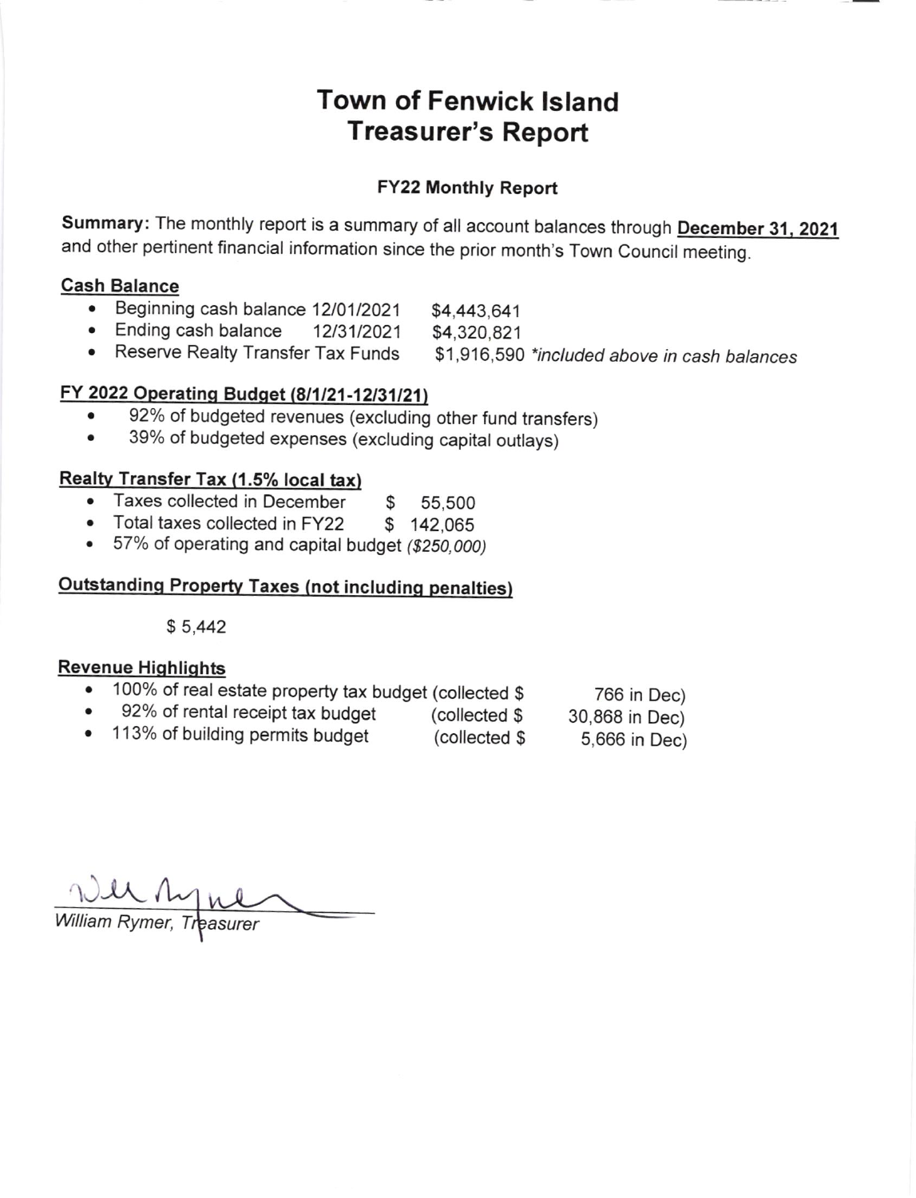# Town of Fenwick Island
# Treasurer's Report

### FY22 Monthly Report

**Summary:** The monthly report is a summary of all account balances through **December 31, 2021** and other pertinent financial information since the prior month's Town Council meeting.

### Cash Balance

- Beginning cash balance 12/01/2021 $4,443,641
- Ending cash balance 12/31/2021 $4,320,821
- Reserve Realty Transfer Tax Funds $1,916,590 *\*included above in cash balances*

### FY 2022 Operating Budget (8/1/21-12/31/21)

- 92% of budgeted revenues (excluding other fund transfers)
- 39% of budgeted expenses (excluding capital outlays)

### Realty Transfer Tax (1.5% local tax)

- Taxes collected in December $ 55,500
- Total taxes collected in FY22 $ 142,065
- 57% of operating and capital budget *($250,000)*

### Outstanding Property Taxes (not including penalties)

$ 5,442

### Revenue Highlights

- 100% of real estate property tax budget (collected $ 766 in Dec)
- 92% of rental receipt tax budget (collected $ 30,868 in Dec)
- 113% of building permits budget (collected $ 5,666 in Dec)

*William Rymer, Treasurer*